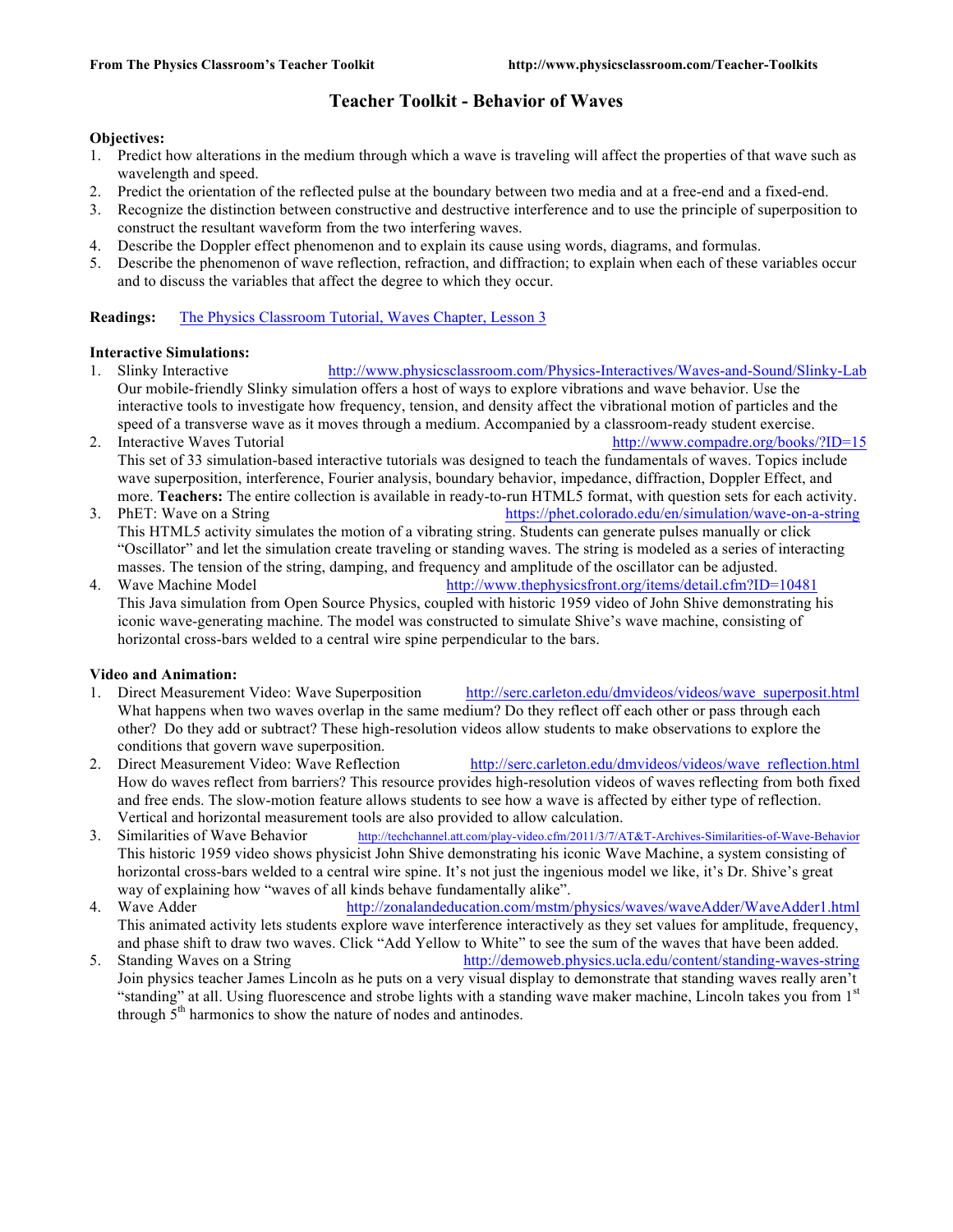# Teacher Toolkit - Behavior of Waves

**Objectives:**

1. Predict how alterations in the medium through which a wave is traveling will affect the properties of that wave such as wavelength and speed.
2. Predict the orientation of the reflected pulse at the boundary between two media and at a free-end and a fixed-end.
3. Recognize the distinction between constructive and destructive interference and to use the principle of superposition to construct the resultant waveform from the two interfering waves.
4. Describe the Doppler effect phenomenon and to explain its cause using words, diagrams, and formulas.
5. Describe the phenomenon of wave reflection, refraction, and diffraction; to explain when each of these variables occur and to discuss the variables that affect the degree to which they occur.

**Readings:** The Physics Classroom Tutorial, Waves Chapter, Lesson 3

**Interactive Simulations:**

1. Slinky Interactive http://www.physicsclassroom.com/Physics-Interactives/Waves-and-Sound/Slinky-Lab
   Our mobile-friendly Slinky simulation offers a host of ways to explore vibrations and wave behavior. Use the interactive tools to investigate how frequency, tension, and density affect the vibrational motion of particles and the speed of a transverse wave as it moves through a medium. Accompanied by a classroom-ready student exercise.
2. Interactive Waves Tutorial http://www.compadre.org/books/?ID=15
   This set of 33 simulation-based interactive tutorials was designed to teach the fundamentals of waves. Topics include wave superposition, interference, Fourier analysis, boundary behavior, impedance, diffraction, Doppler Effect, and more. **Teachers:** The entire collection is available in ready-to-run HTML5 format, with question sets for each activity.
3. PhET: Wave on a String https://phet.colorado.edu/en/simulation/wave-on-a-string
   This HTML5 activity simulates the motion of a vibrating string. Students can generate pulses manually or click "Oscillator" and let the simulation create traveling or standing waves. The string is modeled as a series of interacting masses. The tension of the string, damping, and frequency and amplitude of the oscillator can be adjusted.
4. Wave Machine Model http://www.thephysicsfront.org/items/detail.cfm?ID=10481
   This Java simulation from Open Source Physics, coupled with historic 1959 video of John Shive demonstrating his iconic wave-generating machine. The model was constructed to simulate Shive's wave machine, consisting of horizontal cross-bars welded to a central wire spine perpendicular to the bars.

**Video and Animation:**

1. Direct Measurement Video: Wave Superposition http://serc.carleton.edu/dmvideos/videos/wave_superposit.html
   What happens when two waves overlap in the same medium? Do they reflect off each other or pass through each other? Do they add or subtract? These high-resolution videos allow students to make observations to explore the conditions that govern wave superposition.
2. Direct Measurement Video: Wave Reflection http://serc.carleton.edu/dmvideos/videos/wave_reflection.html
   How do waves reflect from barriers? This resource provides high-resolution videos of waves reflecting from both fixed and free ends. The slow-motion feature allows students to see how a wave is affected by either type of reflection. Vertical and horizontal measurement tools are also provided to allow calculation.
3. Similarities of Wave Behavior http://techchannel.att.com/play-video.cfm/2011/3/7/AT&T-Archives-Similarities-of-Wave-Behavior
   This historic 1959 video shows physicist John Shive demonstrating his iconic Wave Machine, a system consisting of horizontal cross-bars welded to a central wire spine. It's not just the ingenious model we like, it's Dr. Shive's great way of explaining how "waves of all kinds behave fundamentally alike".
4. Wave Adder http://zonalandeducation.com/mstm/physics/waves/waveAdder/WaveAdder1.html
   This animated activity lets students explore wave interference interactively as they set values for amplitude, frequency, and phase shift to draw two waves. Click "Add Yellow to White" to see the sum of the waves that have been added.
5. Standing Waves on a String http://demoweb.physics.ucla.edu/content/standing-waves-string
   Join physics teacher James Lincoln as he puts on a very visual display to demonstrate that standing waves really aren't "standing" at all. Using fluorescence and strobe lights with a standing wave maker machine, Lincoln takes you from 1st through 5th harmonics to show the nature of nodes and antinodes.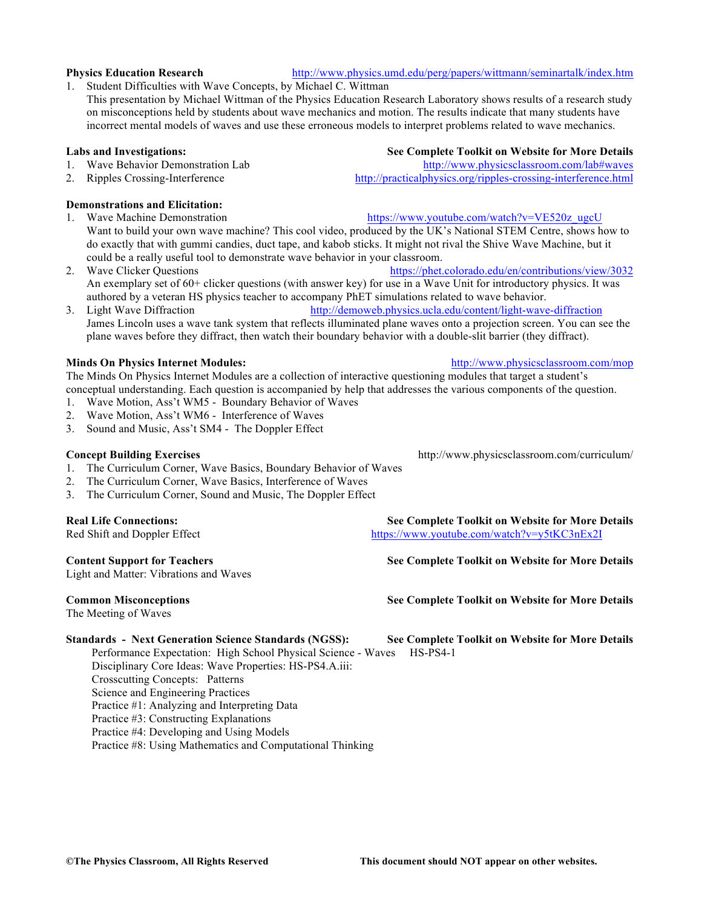**Physics Education Research** http://www.physics.umd.edu/perg/papers/wittmann/seminartalk/index.htm

1. Student Difficulties with Wave Concepts, by Michael C. Wittman
   This presentation by Michael Wittman of the Physics Education Research Laboratory shows results of a research study on misconceptions held by students about wave mechanics and motion. The results indicate that many students have incorrect mental models of waves and use these erroneous models to interpret problems related to wave mechanics.

**Labs and Investigations:** **See Complete Toolkit on Website for More Details**

1. Wave Behavior Demonstration Lab http://www.physicsclassroom.com/lab#waves
2. Ripples Crossing-Interference http://practicalphysics.org/ripples-crossing-interference.html

**Demonstrations and Elicitation:**

1. Wave Machine Demonstration https://www.youtube.com/watch?v=VE520z_ugcU
   Want to build your own wave machine? This cool video, produced by the UK's National STEM Centre, shows how to do exactly that with gummi candies, duct tape, and kabob sticks. It might not rival the Shive Wave Machine, but it could be a really useful tool to demonstrate wave behavior in your classroom.
2. Wave Clicker Questions https://phet.colorado.edu/en/contributions/view/3032
   An exemplary set of 60+ clicker questions (with answer key) for use in a Wave Unit for introductory physics. It was authored by a veteran HS physics teacher to accompany PhET simulations related to wave behavior.
3. Light Wave Diffraction http://demoweb.physics.ucla.edu/content/light-wave-diffraction
   James Lincoln uses a wave tank system that reflects illuminated plane waves onto a projection screen. You can see the plane waves before they diffract, then watch their boundary behavior with a double-slit barrier (they diffract).

**Minds On Physics Internet Modules:** http://www.physicsclassroom.com/mop

The Minds On Physics Internet Modules are a collection of interactive questioning modules that target a student's conceptual understanding. Each question is accompanied by help that addresses the various components of the question.

1. Wave Motion, Ass't WM5 - Boundary Behavior of Waves
2. Wave Motion, Ass't WM6 - Interference of Waves
3. Sound and Music, Ass't SM4 - The Doppler Effect

**Concept Building Exercises** http://www.physicsclassroom.com/curriculum/

1. The Curriculum Corner, Wave Basics, Boundary Behavior of Waves
2. The Curriculum Corner, Wave Basics, Interference of Waves
3. The Curriculum Corner, Sound and Music, The Doppler Effect

**Real Life Connections:** **See Complete Toolkit on Website for More Details**

Red Shift and Doppler Effect https://www.youtube.com/watch?v=y5tKC3nEx2I

**Content Support for Teachers** **See Complete Toolkit on Website for More Details**

Light and Matter: Vibrations and Waves

**Common Misconceptions** **See Complete Toolkit on Website for More Details**

The Meeting of Waves

**Standards - Next Generation Science Standards (NGSS):** **See Complete Toolkit on Website for More Details**

Performance Expectation: High School Physical Science - Waves HS-PS4-1
Disciplinary Core Ideas: Wave Properties: HS-PS4.A.iii:
Crosscutting Concepts: Patterns
Science and Engineering Practices
Practice #1: Analyzing and Interpreting Data
Practice #3: Constructing Explanations
Practice #4: Developing and Using Models
Practice #8: Using Mathematics and Computational Thinking

**©The Physics Classroom, All Rights Reserved** **This document should NOT appear on other websites.**